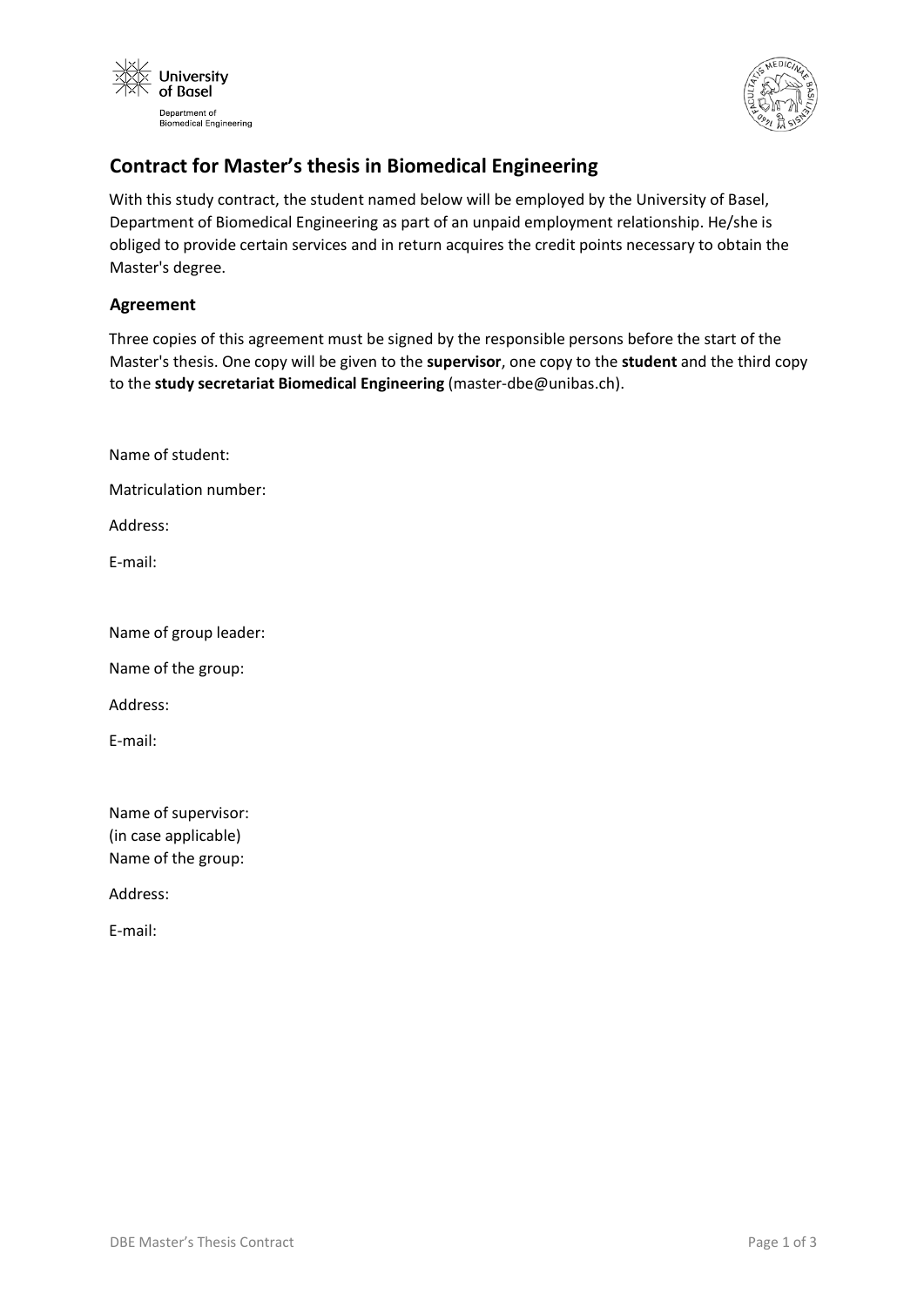University of Basel
Department of Biomedical Engineering

# Contract for Master's thesis in Biomedical Engineering

With this study contract, the student named below will be employed by the University of Basel, Department of Biomedical Engineering as part of an unpaid employment relationship. He/she is obliged to provide certain services and in return acquires the credit points necessary to obtain the Master's degree.

## Agreement

Three copies of this agreement must be signed by the responsible persons before the start of the Master's thesis. One copy will be given to the **supervisor**, one copy to the **student** and the third copy to the **study secretariat Biomedical Engineering** (master-dbe@unibas.ch).

Name of student:

Matriculation number:

Address:

E-mail:

Name of group leader:

Name of the group:

Address:

E-mail:

Name of supervisor:
(in case applicable)
Name of the group:

Address:

E-mail: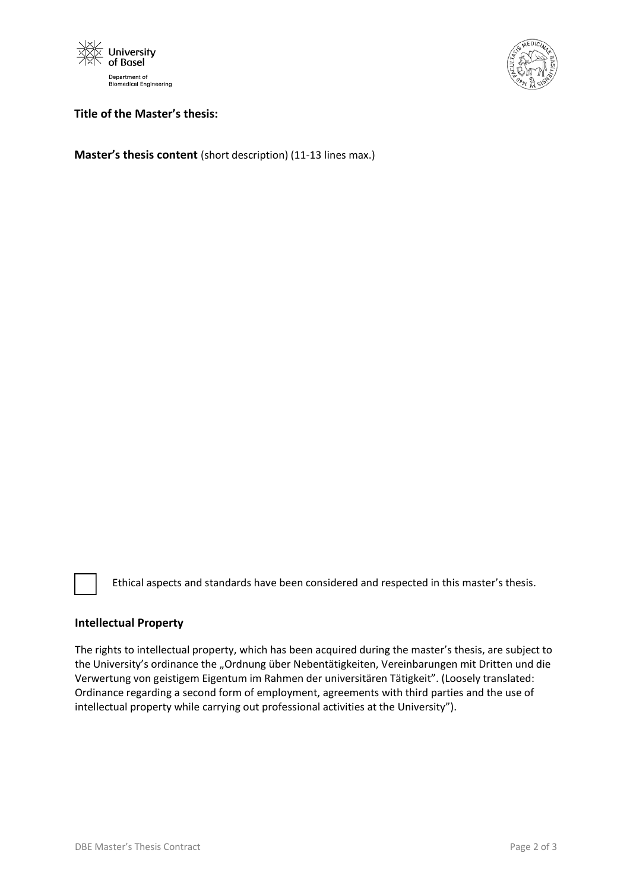**Title of the Master's thesis:**

**Master's thesis content** (short description) (11-13 lines max.)

☐ Ethical aspects and standards have been considered and respected in this master's thesis.

## Intellectual Property

The rights to intellectual property, which has been acquired during the master's thesis, are subject to the University's ordinance the „Ordnung über Nebentätigkeiten, Vereinbarungen mit Dritten und die Verwertung von geistigem Eigentum im Rahmen der universitären Tätigkeit". (Loosely translated: Ordinance regarding a second form of employment, agreements with third parties and the use of intellectual property while carrying out professional activities at the University").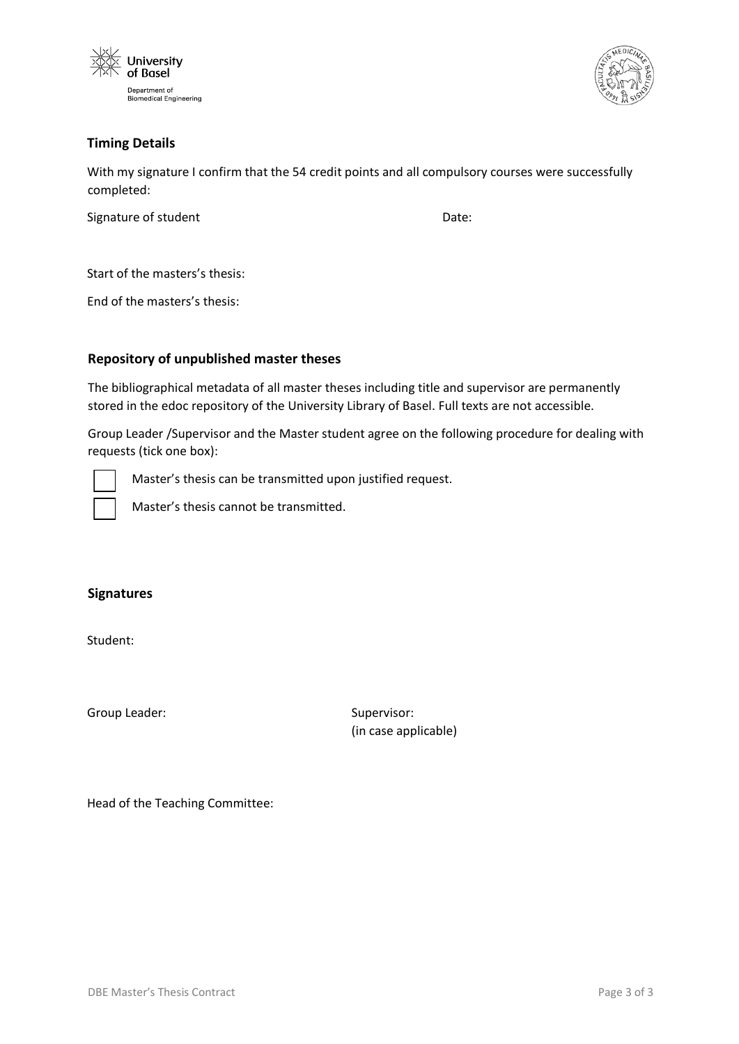## Timing Details

With my signature I confirm that the 54 credit points and all compulsory courses were successfully completed:

Signature of student                                                    Date:

Start of the masters's thesis:

End of the masters's thesis:

## Repository of unpublished master theses

The bibliographical metadata of all master theses including title and supervisor are permanently stored in the edoc repository of the University Library of Basel. Full texts are not accessible.

Group Leader /Supervisor and the Master student agree on the following procedure for dealing with requests (tick one box):

☐ Master's thesis can be transmitted upon justified request.

☐ Master's thesis cannot be transmitted.

## Signatures

Student:

Group Leader:                                    Supervisor:
(in case applicable)

Head of the Teaching Committee: